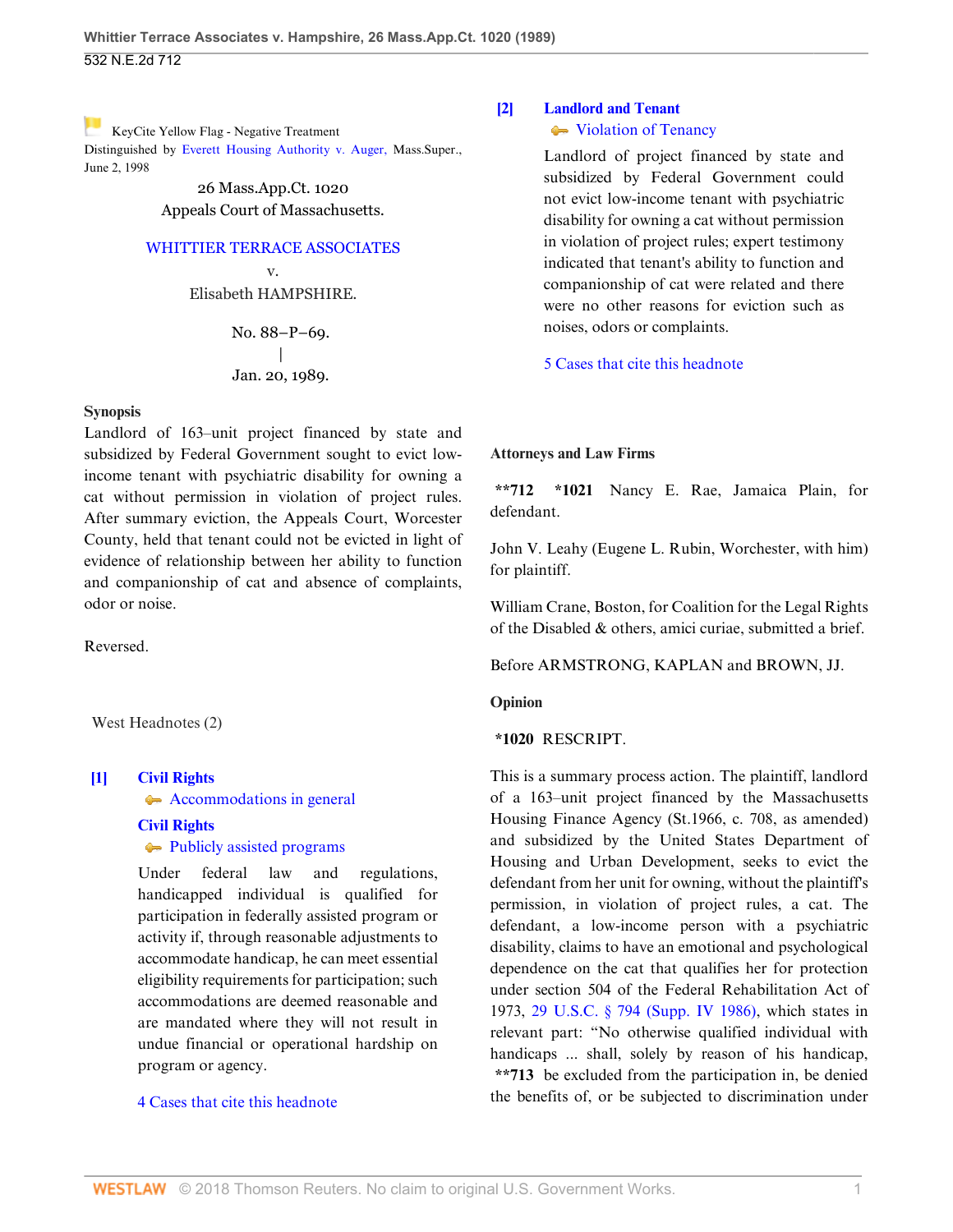KeyCite Yellow Flag - Negative Treatment
Distinguished by Everett Housing Authority v. Auger, Mass.Super., June 2, 1998

26 Mass.App.Ct. 1020
Appeals Court of Massachusetts.

WHITTIER TERRACE ASSOCIATES
v.
Elisabeth HAMPSHIRE.

No. 88–P–69.
|
Jan. 20, 1989.

**Synopsis**

Landlord of 163–unit project financed by state and subsidized by Federal Government sought to evict low-income tenant with psychiatric disability for owning a cat without permission in violation of project rules. After summary eviction, the Appeals Court, Worcester County, held that tenant could not be evicted in light of evidence of relationship between her ability to function and companionship of cat and absence of complaints, odor or noise.

Reversed.

West Headnotes (2)

**[1] Civil Rights**
Accommodations in general
**Civil Rights**
Publicly assisted programs

Under federal law and regulations, handicapped individual is qualified for participation in federally assisted program or activity if, through reasonable adjustments to accommodate handicap, he can meet essential eligibility requirements for participation; such accommodations are deemed reasonable and are mandated where they will not result in undue financial or operational hardship on program or agency.

4 Cases that cite this headnote

**[2] Landlord and Tenant**
Violation of Tenancy

Landlord of project financed by state and subsidized by Federal Government could not evict low-income tenant with psychiatric disability for owning a cat without permission in violation of project rules; expert testimony indicated that tenant's ability to function and companionship of cat were related and there were no other reasons for eviction such as noises, odors or complaints.

5 Cases that cite this headnote

**Attorneys and Law Firms**

**\*\*712** **\*1021** Nancy E. Rae, Jamaica Plain, for defendant.

John V. Leahy (Eugene L. Rubin, Worchester, with him) for plaintiff.

William Crane, Boston, for Coalition for the Legal Rights of the Disabled & others, amici curiae, submitted a brief.

Before ARMSTRONG, KAPLAN and BROWN, JJ.

**Opinion**

**\*1020** RESCRIPT.

This is a summary process action. The plaintiff, landlord of a 163–unit project financed by the Massachusetts Housing Finance Agency (St.1966, c. 708, as amended) and subsidized by the United States Department of Housing and Urban Development, seeks to evict the defendant from her unit for owning, without the plaintiff's permission, in violation of project rules, a cat. The defendant, a low-income person with a psychiatric disability, claims to have an emotional and psychological dependence on the cat that qualifies her for protection under section 504 of the Federal Rehabilitation Act of 1973, 29 U.S.C. § 794 (Supp. IV 1986), which states in relevant part: "No otherwise qualified individual with handicaps ... shall, solely by reason of his handicap, **\*\*713** be excluded from the participation in, be denied the benefits of, or be subjected to discrimination under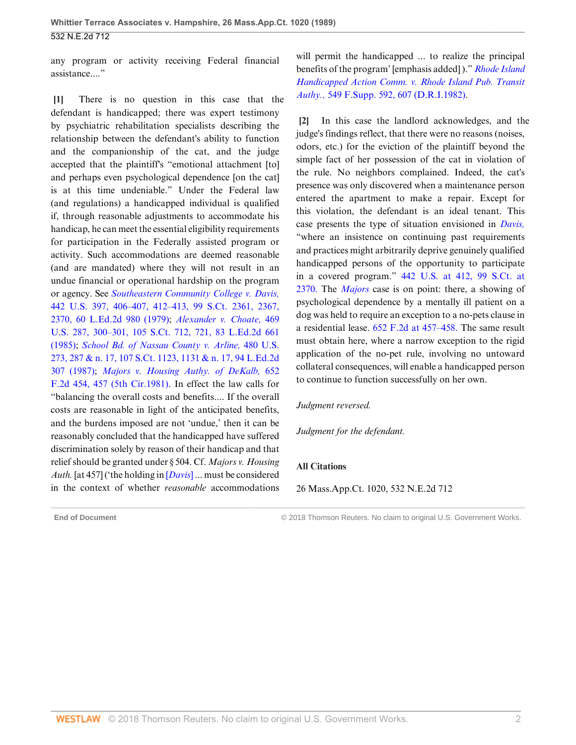any program or activity receiving Federal financial assistance...."

**[1]** There is no question in this case that the defendant is handicapped; there was expert testimony by psychiatric rehabilitation specialists describing the relationship between the defendant's ability to function and the companionship of the cat, and the judge accepted that the plaintiff's "emotional attachment [to] and perhaps even psychological dependence [on the cat] is at this time undeniable." Under the Federal law (and regulations) a handicapped individual is qualified if, through reasonable adjustments to accommodate his handicap, he can meet the essential eligibility requirements for participation in the Federally assisted program or activity. Such accommodations are deemed reasonable (and are mandated) where they will not result in an undue financial or operational hardship on the program or agency. See *Southeastern Community College v. Davis,* 442 U.S. 397, 406–407, 412–413, 99 S.Ct. 2361, 2367, 2370, 60 L.Ed.2d 980 (1979); *Alexander v. Choate,* 469 U.S. 287, 300–301, 105 S.Ct. 712, 721, 83 L.Ed.2d 661 (1985); *School Bd. of Nassau County v. Arline,* 480 U.S. 273, 287 & n. 17, 107 S.Ct. 1123, 1131 & n. 17, 94 L.Ed.2d 307 (1987); *Majors v. Housing Authy. of DeKalb,* 652 F.2d 454, 457 (5th Cir.1981). In effect the law calls for "balancing the overall costs and benefits.... If the overall costs are reasonable in light of the anticipated benefits, and the burdens imposed are not 'undue,' then it can be reasonably concluded that the handicapped have suffered discrimination solely by reason of their handicap and that relief should be granted under § 504. Cf. *Majors v. Housing Auth.* [at 457] ('the holding in [*Davis*] ... must be considered in the context of whether *reasonable* accommodations will permit the handicapped ... to realize the principal benefits of the program' [emphasis added] )." *Rhode Island Handicapped Action Comm. v. Rhode Island Pub. Transit Authy.,* 549 F.Supp. 592, 607 (D.R.I.1982).

**[2]** In this case the landlord acknowledges, and the judge's findings reflect, that there were no reasons (noises, odors, etc.) for the eviction of the plaintiff beyond the simple fact of her possession of the cat in violation of the rule. No neighbors complained. Indeed, the cat's presence was only discovered when a maintenance person entered the apartment to make a repair. Except for this violation, the defendant is an ideal tenant. This case presents the type of situation envisioned in *Davis,* "where an insistence on continuing past requirements and practices might arbitrarily deprive genuinely qualified handicapped persons of the opportunity to participate in a covered program." 442 U.S. at 412, 99 S.Ct. at 2370. The *Majors* case is on point: there, a showing of psychological dependence by a mentally ill patient on a dog was held to require an exception to a no-pets clause in a residential lease. 652 F.2d at 457–458. The same result must obtain here, where a narrow exception to the rigid application of the no-pet rule, involving no untoward collateral consequences, will enable a handicapped person to continue to function successfully on her own.

*Judgment reversed.*

*Judgment for the defendant.*

**All Citations**

26 Mass.App.Ct. 1020, 532 N.E.2d 712

**End of Document**